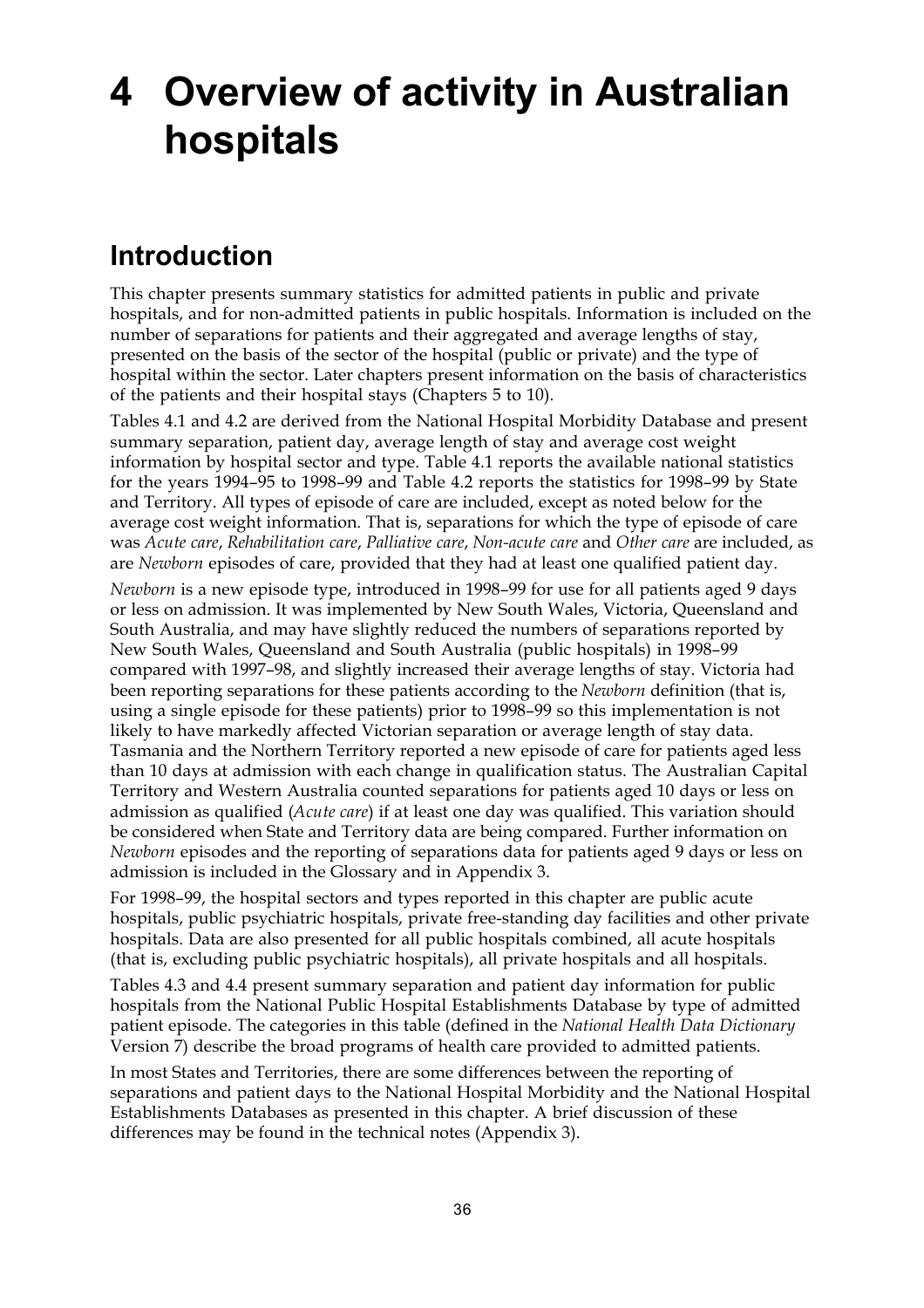# 4 Overview of activity in Australian hospitals

## Introduction

This chapter presents summary statistics for admitted patients in public and private hospitals, and for non-admitted patients in public hospitals. Information is included on the number of separations for patients and their aggregated and average lengths of stay, presented on the basis of the sector of the hospital (public or private) and the type of hospital within the sector. Later chapters present information on the basis of characteristics of the patients and their hospital stays (Chapters 5 to 10).

Tables 4.1 and 4.2 are derived from the National Hospital Morbidity Database and present summary separation, patient day, average length of stay and average cost weight information by hospital sector and type. Table 4.1 reports the available national statistics for the years 1994–95 to 1998–99 and Table 4.2 reports the statistics for 1998–99 by State and Territory. All types of episode of care are included, except as noted below for the average cost weight information. That is, separations for which the type of episode of care was *Acute care*, *Rehabilitation care*, *Palliative care*, *Non-acute care* and *Other care* are included, as are *Newborn* episodes of care, provided that they had at least one qualified patient day.

*Newborn* is a new episode type, introduced in 1998–99 for use for all patients aged 9 days or less on admission. It was implemented by New South Wales, Victoria, Queensland and South Australia, and may have slightly reduced the numbers of separations reported by New South Wales, Queensland and South Australia (public hospitals) in 1998–99 compared with 1997–98, and slightly increased their average lengths of stay. Victoria had been reporting separations for these patients according to the *Newborn* definition (that is, using a single episode for these patients) prior to 1998–99 so this implementation is not likely to have markedly affected Victorian separation or average length of stay data. Tasmania and the Northern Territory reported a new episode of care for patients aged less than 10 days at admission with each change in qualification status. The Australian Capital Territory and Western Australia counted separations for patients aged 10 days or less on admission as qualified (*Acute care*) if at least one day was qualified. This variation should be considered when State and Territory data are being compared. Further information on *Newborn* episodes and the reporting of separations data for patients aged 9 days or less on admission is included in the Glossary and in Appendix 3.

For 1998–99, the hospital sectors and types reported in this chapter are public acute hospitals, public psychiatric hospitals, private free-standing day facilities and other private hospitals. Data are also presented for all public hospitals combined, all acute hospitals (that is, excluding public psychiatric hospitals), all private hospitals and all hospitals.

Tables 4.3 and 4.4 present summary separation and patient day information for public hospitals from the National Public Hospital Establishments Database by type of admitted patient episode. The categories in this table (defined in the *National Health Data Dictionary* Version 7) describe the broad programs of health care provided to admitted patients.

In most States and Territories, there are some differences between the reporting of separations and patient days to the National Hospital Morbidity and the National Hospital Establishments Databases as presented in this chapter. A brief discussion of these differences may be found in the technical notes (Appendix 3).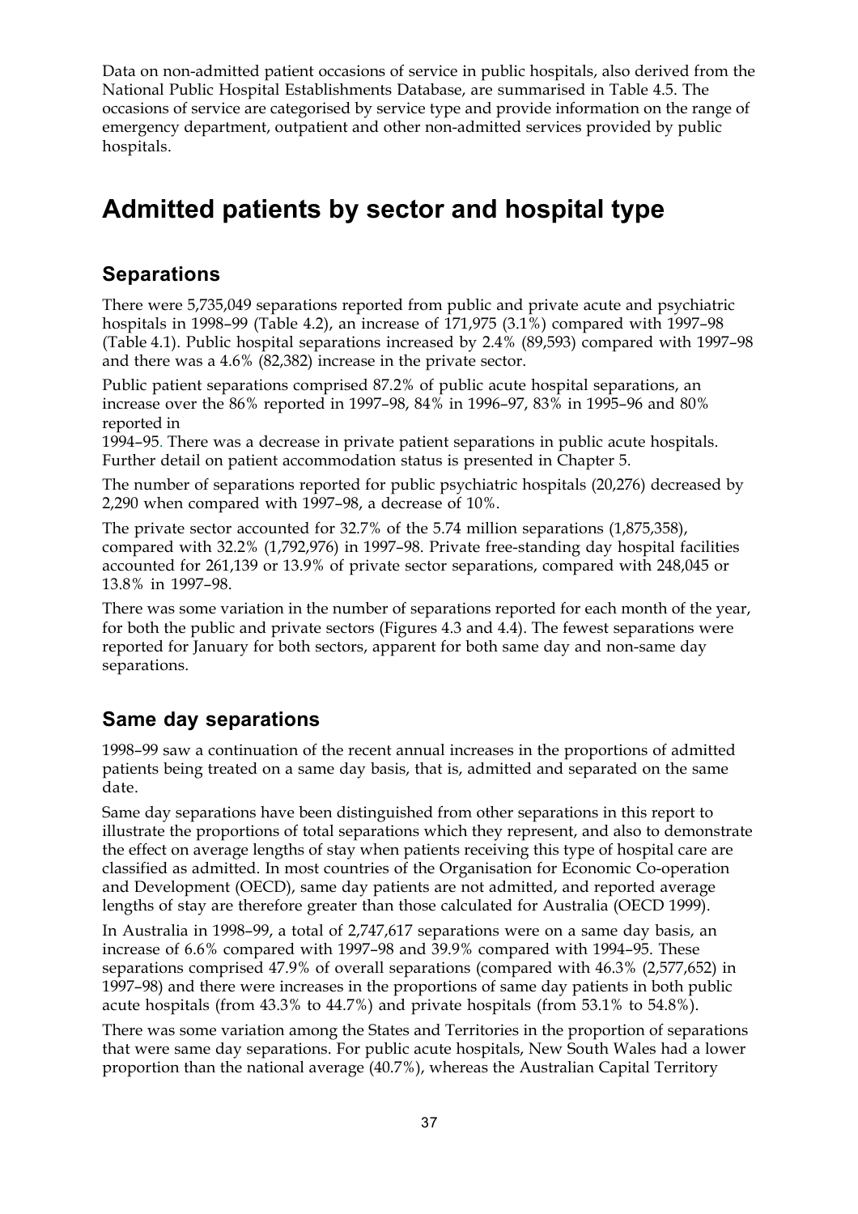Data on non-admitted patient occasions of service in public hospitals, also derived from the National Public Hospital Establishments Database, are summarised in Table 4.5. The occasions of service are categorised by service type and provide information on the range of emergency department, outpatient and other non-admitted services provided by public hospitals.

# Admitted patients by sector and hospital type

## Separations

There were 5,735,049 separations reported from public and private acute and psychiatric hospitals in 1998–99 (Table 4.2), an increase of 171,975 (3.1%) compared with 1997–98 (Table 4.1). Public hospital separations increased by 2.4% (89,593) compared with 1997–98 and there was a 4.6% (82,382) increase in the private sector.

Public patient separations comprised 87.2% of public acute hospital separations, an increase over the 86% reported in 1997–98, 84% in 1996–97, 83% in 1995–96 and 80% reported in 1994–95. There was a decrease in private patient separations in public acute hospitals. Further detail on patient accommodation status is presented in Chapter 5.

The number of separations reported for public psychiatric hospitals (20,276) decreased by 2,290 when compared with 1997–98, a decrease of 10%.

The private sector accounted for 32.7% of the 5.74 million separations (1,875,358), compared with 32.2% (1,792,976) in 1997–98. Private free-standing day hospital facilities accounted for 261,139 or 13.9% of private sector separations, compared with 248,045 or 13.8% in 1997–98.

There was some variation in the number of separations reported for each month of the year, for both the public and private sectors (Figures 4.3 and 4.4). The fewest separations were reported for January for both sectors, apparent for both same day and non-same day separations.

## Same day separations

1998–99 saw a continuation of the recent annual increases in the proportions of admitted patients being treated on a same day basis, that is, admitted and separated on the same date.

Same day separations have been distinguished from other separations in this report to illustrate the proportions of total separations which they represent, and also to demonstrate the effect on average lengths of stay when patients receiving this type of hospital care are classified as admitted. In most countries of the Organisation for Economic Co-operation and Development (OECD), same day patients are not admitted, and reported average lengths of stay are therefore greater than those calculated for Australia (OECD 1999).

In Australia in 1998–99, a total of 2,747,617 separations were on a same day basis, an increase of 6.6% compared with 1997–98 and 39.9% compared with 1994–95. These separations comprised 47.9% of overall separations (compared with 46.3% (2,577,652) in 1997–98) and there were increases in the proportions of same day patients in both public acute hospitals (from 43.3% to 44.7%) and private hospitals (from 53.1% to 54.8%).

There was some variation among the States and Territories in the proportion of separations that were same day separations. For public acute hospitals, New South Wales had a lower proportion than the national average (40.7%), whereas the Australian Capital Territory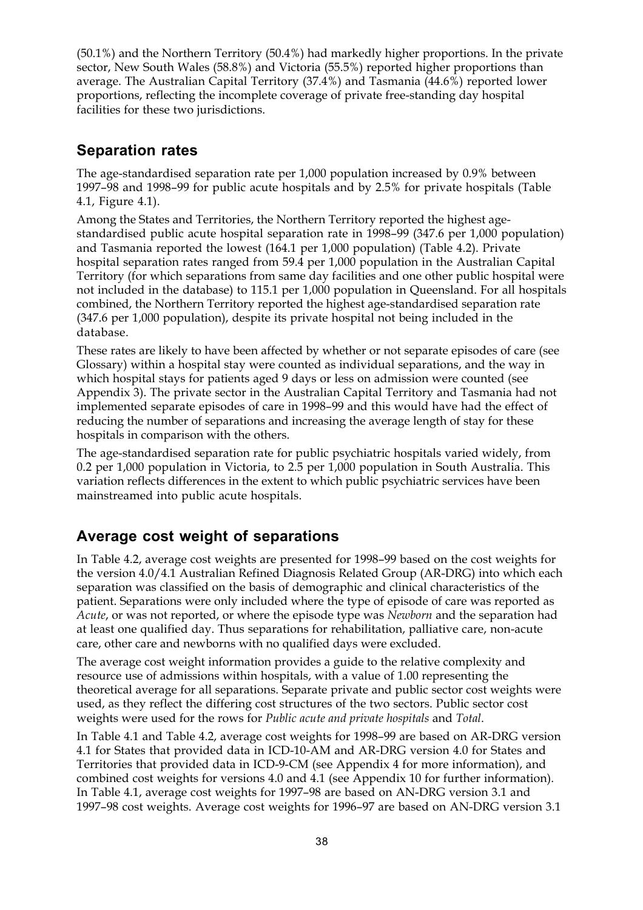(50.1%) and the Northern Territory (50.4%) had markedly higher proportions. In the private sector, New South Wales (58.8%) and Victoria (55.5%) reported higher proportions than average. The Australian Capital Territory (37.4%) and Tasmania (44.6%) reported lower proportions, reflecting the incomplete coverage of private free-standing day hospital facilities for these two jurisdictions.

## Separation rates

The age-standardised separation rate per 1,000 population increased by 0.9% between 1997–98 and 1998–99 for public acute hospitals and by 2.5% for private hospitals (Table 4.1, Figure 4.1).

Among the States and Territories, the Northern Territory reported the highest age-standardised public acute hospital separation rate in 1998–99 (347.6 per 1,000 population) and Tasmania reported the lowest (164.1 per 1,000 population) (Table 4.2). Private hospital separation rates ranged from 59.4 per 1,000 population in the Australian Capital Territory (for which separations from same day facilities and one other public hospital were not included in the database) to 115.1 per 1,000 population in Queensland. For all hospitals combined, the Northern Territory reported the highest age-standardised separation rate (347.6 per 1,000 population), despite its private hospital not being included in the database.

These rates are likely to have been affected by whether or not separate episodes of care (see Glossary) within a hospital stay were counted as individual separations, and the way in which hospital stays for patients aged 9 days or less on admission were counted (see Appendix 3). The private sector in the Australian Capital Territory and Tasmania had not implemented separate episodes of care in 1998–99 and this would have had the effect of reducing the number of separations and increasing the average length of stay for these hospitals in comparison with the others.

The age-standardised separation rate for public psychiatric hospitals varied widely, from 0.2 per 1,000 population in Victoria, to 2.5 per 1,000 population in South Australia. This variation reflects differences in the extent to which public psychiatric services have been mainstreamed into public acute hospitals.

## Average cost weight of separations

In Table 4.2, average cost weights are presented for 1998–99 based on the cost weights for the version 4.0/4.1 Australian Refined Diagnosis Related Group (AR-DRG) into which each separation was classified on the basis of demographic and clinical characteristics of the patient. Separations were only included where the type of episode of care was reported as *Acute*, or was not reported, or where the episode type was *Newborn* and the separation had at least one qualified day. Thus separations for rehabilitation, palliative care, non-acute care, other care and newborns with no qualified days were excluded.

The average cost weight information provides a guide to the relative complexity and resource use of admissions within hospitals, with a value of 1.00 representing the theoretical average for all separations. Separate private and public sector cost weights were used, as they reflect the differing cost structures of the two sectors. Public sector cost weights were used for the rows for *Public acute and private hospitals* and *Total*.

In Table 4.1 and Table 4.2, average cost weights for 1998–99 are based on AR-DRG version 4.1 for States that provided data in ICD-10-AM and AR-DRG version 4.0 for States and Territories that provided data in ICD-9-CM (see Appendix 4 for more information), and combined cost weights for versions 4.0 and 4.1 (see Appendix 10 for further information). In Table 4.1, average cost weights for 1997–98 are based on AN-DRG version 3.1 and 1997–98 cost weights. Average cost weights for 1996–97 are based on AN-DRG version 3.1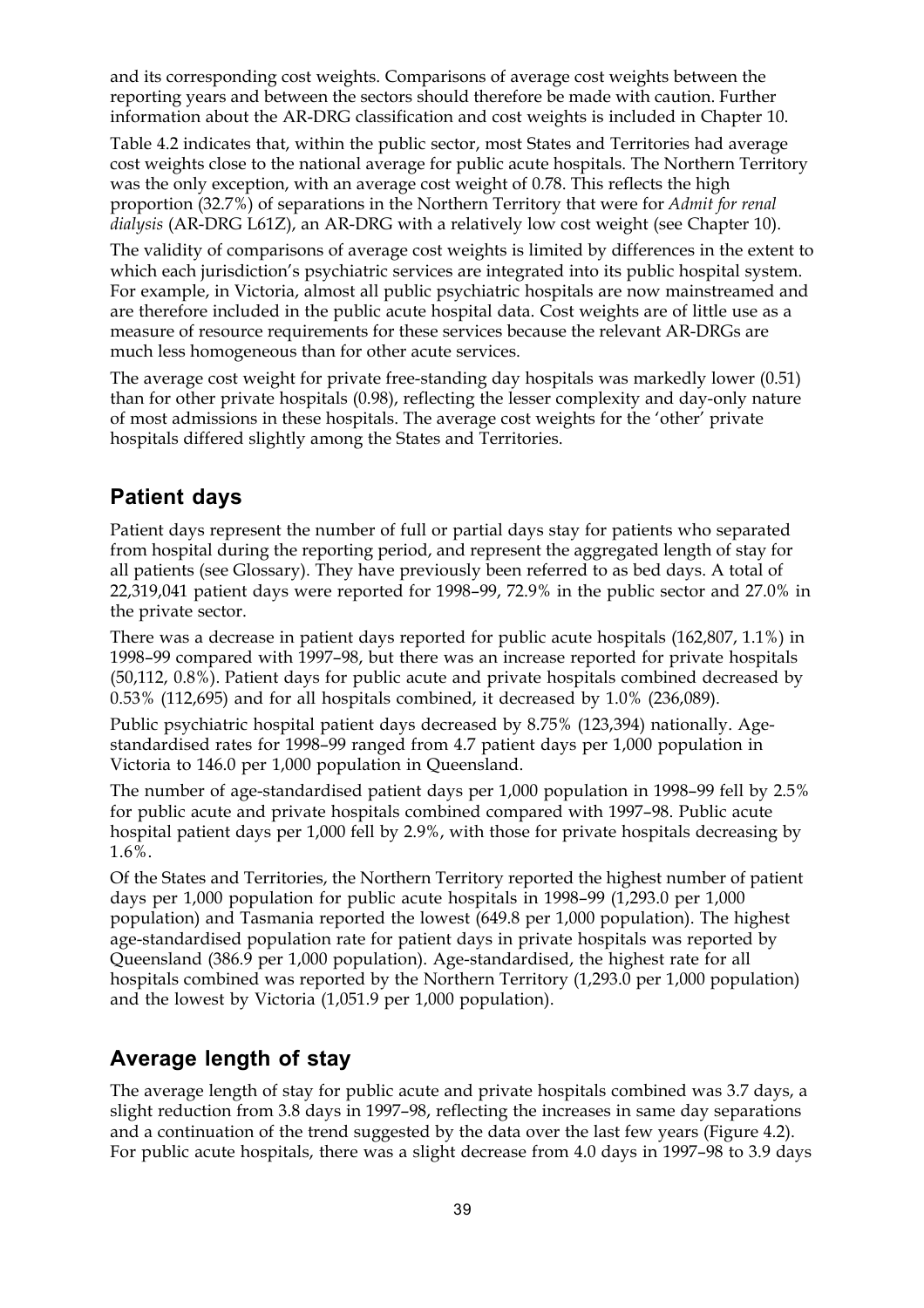and its corresponding cost weights. Comparisons of average cost weights between the reporting years and between the sectors should therefore be made with caution. Further information about the AR-DRG classification and cost weights is included in Chapter 10.

Table 4.2 indicates that, within the public sector, most States and Territories had average cost weights close to the national average for public acute hospitals. The Northern Territory was the only exception, with an average cost weight of 0.78. This reflects the high proportion (32.7%) of separations in the Northern Territory that were for *Admit for renal dialysis* (AR-DRG L61Z), an AR-DRG with a relatively low cost weight (see Chapter 10).

The validity of comparisons of average cost weights is limited by differences in the extent to which each jurisdiction's psychiatric services are integrated into its public hospital system. For example, in Victoria, almost all public psychiatric hospitals are now mainstreamed and are therefore included in the public acute hospital data. Cost weights are of little use as a measure of resource requirements for these services because the relevant AR-DRGs are much less homogeneous than for other acute services.

The average cost weight for private free-standing day hospitals was markedly lower (0.51) than for other private hospitals (0.98), reflecting the lesser complexity and day-only nature of most admissions in these hospitals. The average cost weights for the 'other' private hospitals differed slightly among the States and Territories.

## Patient days

Patient days represent the number of full or partial days stay for patients who separated from hospital during the reporting period, and represent the aggregated length of stay for all patients (see Glossary). They have previously been referred to as bed days. A total of 22,319,041 patient days were reported for 1998–99, 72.9% in the public sector and 27.0% in the private sector.

There was a decrease in patient days reported for public acute hospitals (162,807, 1.1%) in 1998–99 compared with 1997–98, but there was an increase reported for private hospitals (50,112, 0.8%). Patient days for public acute and private hospitals combined decreased by 0.53% (112,695) and for all hospitals combined, it decreased by 1.0% (236,089).

Public psychiatric hospital patient days decreased by 8.75% (123,394) nationally. Age-standardised rates for 1998–99 ranged from 4.7 patient days per 1,000 population in Victoria to 146.0 per 1,000 population in Queensland.

The number of age-standardised patient days per 1,000 population in 1998–99 fell by 2.5% for public acute and private hospitals combined compared with 1997–98. Public acute hospital patient days per 1,000 fell by 2.9%, with those for private hospitals decreasing by 1.6%.

Of the States and Territories, the Northern Territory reported the highest number of patient days per 1,000 population for public acute hospitals in 1998–99 (1,293.0 per 1,000 population) and Tasmania reported the lowest (649.8 per 1,000 population). The highest age-standardised population rate for patient days in private hospitals was reported by Queensland (386.9 per 1,000 population). Age-standardised, the highest rate for all hospitals combined was reported by the Northern Territory (1,293.0 per 1,000 population) and the lowest by Victoria (1,051.9 per 1,000 population).

## Average length of stay

The average length of stay for public acute and private hospitals combined was 3.7 days, a slight reduction from 3.8 days in 1997–98, reflecting the increases in same day separations and a continuation of the trend suggested by the data over the last few years (Figure 4.2). For public acute hospitals, there was a slight decrease from 4.0 days in 1997–98 to 3.9 days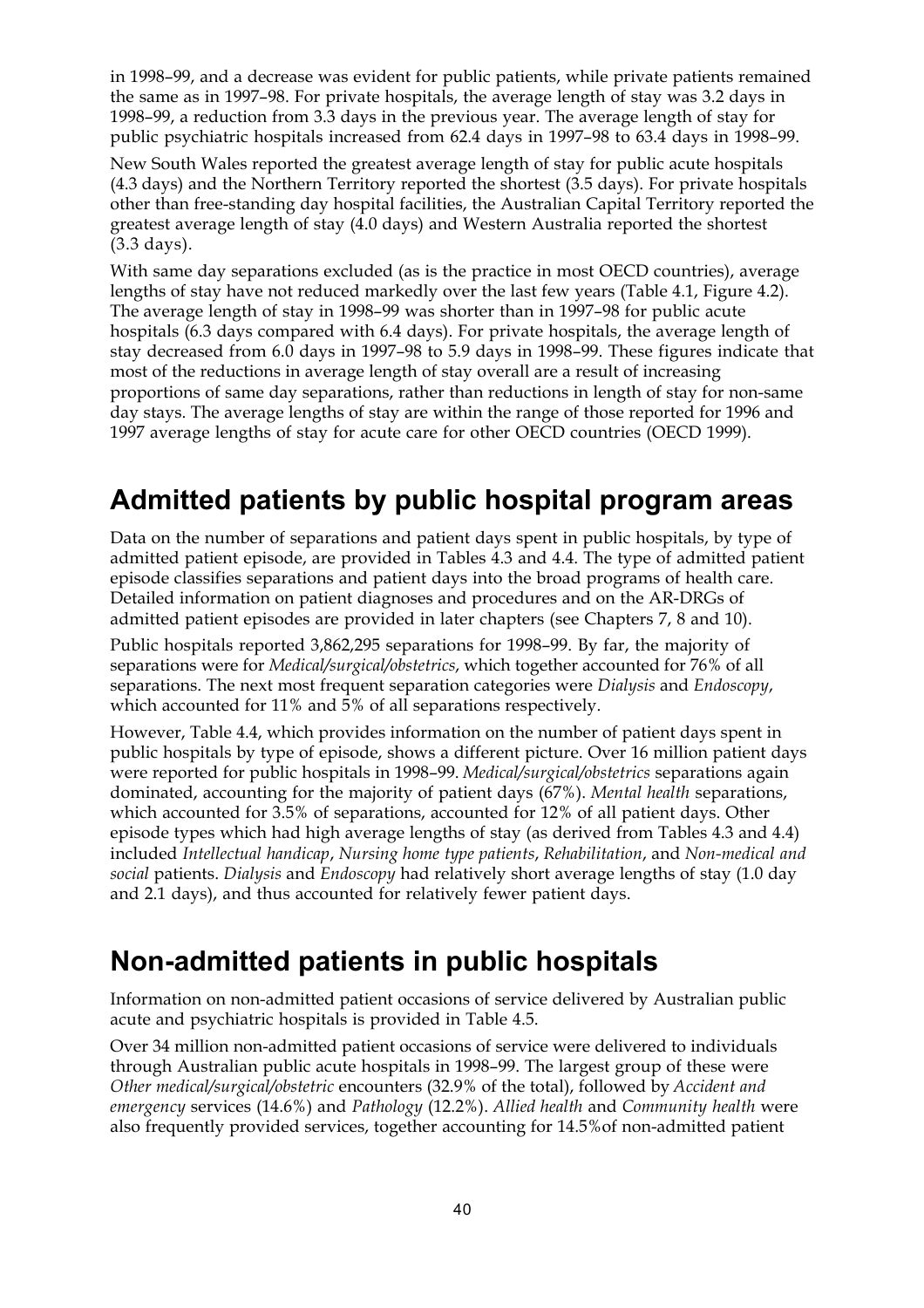in 1998–99, and a decrease was evident for public patients, while private patients remained the same as in 1997–98. For private hospitals, the average length of stay was 3.2 days in 1998–99, a reduction from 3.3 days in the previous year. The average length of stay for public psychiatric hospitals increased from 62.4 days in 1997–98 to 63.4 days in 1998–99.

New South Wales reported the greatest average length of stay for public acute hospitals (4.3 days) and the Northern Territory reported the shortest (3.5 days). For private hospitals other than free-standing day hospital facilities, the Australian Capital Territory reported the greatest average length of stay (4.0 days) and Western Australia reported the shortest (3.3 days).

With same day separations excluded (as is the practice in most OECD countries), average lengths of stay have not reduced markedly over the last few years (Table 4.1, Figure 4.2). The average length of stay in 1998–99 was shorter than in 1997–98 for public acute hospitals (6.3 days compared with 6.4 days). For private hospitals, the average length of stay decreased from 6.0 days in 1997–98 to 5.9 days in 1998–99. These figures indicate that most of the reductions in average length of stay overall are a result of increasing proportions of same day separations, rather than reductions in length of stay for non-same day stays. The average lengths of stay are within the range of those reported for 1996 and 1997 average lengths of stay for acute care for other OECD countries (OECD 1999).

## Admitted patients by public hospital program areas

Data on the number of separations and patient days spent in public hospitals, by type of admitted patient episode, are provided in Tables 4.3 and 4.4. The type of admitted patient episode classifies separations and patient days into the broad programs of health care. Detailed information on patient diagnoses and procedures and on the AR-DRGs of admitted patient episodes are provided in later chapters (see Chapters 7, 8 and 10).

Public hospitals reported 3,862,295 separations for 1998–99. By far, the majority of separations were for *Medical/surgical/obstetrics*, which together accounted for 76% of all separations. The next most frequent separation categories were *Dialysis* and *Endoscopy*, which accounted for 11% and 5% of all separations respectively.

However, Table 4.4, which provides information on the number of patient days spent in public hospitals by type of episode, shows a different picture. Over 16 million patient days were reported for public hospitals in 1998–99. *Medical/surgical/obstetrics* separations again dominated, accounting for the majority of patient days (67%). *Mental health* separations, which accounted for 3.5% of separations, accounted for 12% of all patient days. Other episode types which had high average lengths of stay (as derived from Tables 4.3 and 4.4) included *Intellectual handicap*, *Nursing home type patients*, *Rehabilitation*, and *Non-medical and social* patients. *Dialysis* and *Endoscopy* had relatively short average lengths of stay (1.0 day and 2.1 days), and thus accounted for relatively fewer patient days.

## Non-admitted patients in public hospitals

Information on non-admitted patient occasions of service delivered by Australian public acute and psychiatric hospitals is provided in Table 4.5.

Over 34 million non-admitted patient occasions of service were delivered to individuals through Australian public acute hospitals in 1998–99. The largest group of these were *Other medical/surgical/obstetric* encounters (32.9% of the total), followed by *Accident and emergency* services (14.6%) and *Pathology* (12.2%). *Allied health* and *Community health* were also frequently provided services, together accounting for 14.5%of non-admitted patient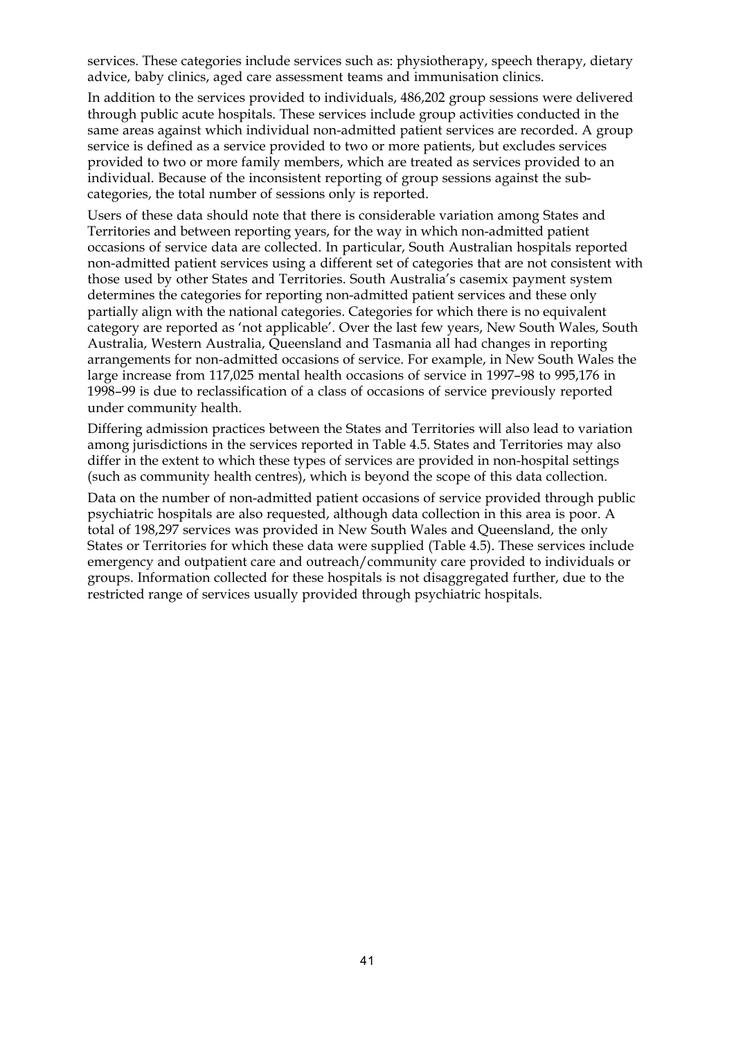services. These categories include services such as: physiotherapy, speech therapy, dietary advice, baby clinics, aged care assessment teams and immunisation clinics.

In addition to the services provided to individuals, 486,202 group sessions were delivered through public acute hospitals. These services include group activities conducted in the same areas against which individual non-admitted patient services are recorded. A group service is defined as a service provided to two or more patients, but excludes services provided to two or more family members, which are treated as services provided to an individual. Because of the inconsistent reporting of group sessions against the sub-categories, the total number of sessions only is reported.

Users of these data should note that there is considerable variation among States and Territories and between reporting years, for the way in which non-admitted patient occasions of service data are collected. In particular, South Australian hospitals reported non-admitted patient services using a different set of categories that are not consistent with those used by other States and Territories. South Australia's casemix payment system determines the categories for reporting non-admitted patient services and these only partially align with the national categories. Categories for which there is no equivalent category are reported as 'not applicable'. Over the last few years, New South Wales, South Australia, Western Australia, Queensland and Tasmania all had changes in reporting arrangements for non-admitted occasions of service. For example, in New South Wales the large increase from 117,025 mental health occasions of service in 1997–98 to 995,176 in 1998–99 is due to reclassification of a class of occasions of service previously reported under community health.

Differing admission practices between the States and Territories will also lead to variation among jurisdictions in the services reported in Table 4.5. States and Territories may also differ in the extent to which these types of services are provided in non-hospital settings (such as community health centres), which is beyond the scope of this data collection.

Data on the number of non-admitted patient occasions of service provided through public psychiatric hospitals are also requested, although data collection in this area is poor. A total of 198,297 services was provided in New South Wales and Queensland, the only States or Territories for which these data were supplied (Table 4.5). These services include emergency and outpatient care and outreach/community care provided to individuals or groups. Information collected for these hospitals is not disaggregated further, due to the restricted range of services usually provided through psychiatric hospitals.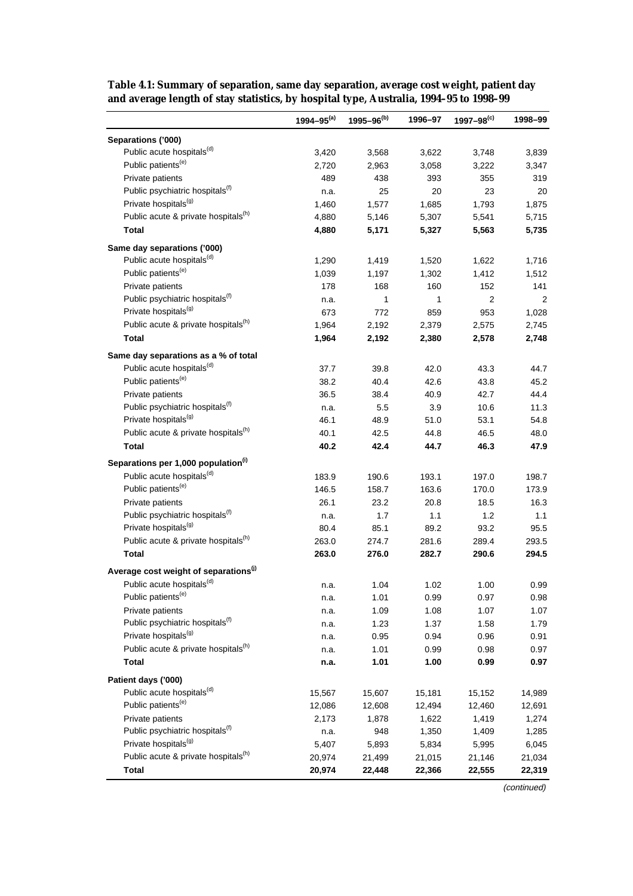**Table 4.1: Summary of separation, same day separation, average cost weight, patient day and average length of stay statistics, by hospital type, Australia, 1994–95 to 1998–99**

| | 1994–95[(a)] | 1995–96[(b)] | 1996–97 | 1997–98[(c)] | 1998–99 |
|---|---|---|---|---|---|
| **Separations ('000)** | | | | | |
| Public acute hospitals[(d)] | 3,420 | 3,568 | 3,622 | 3,748 | 3,839 |
| Public patients[(e)] | 2,720 | 2,963 | 3,058 | 3,222 | 3,347 |
| Private patients | 489 | 438 | 393 | 355 | 319 |
| Public psychiatric hospitals[(f)] | n.a. | 25 | 20 | 23 | 20 |
| Private hospitals[(g)] | 1,460 | 1,577 | 1,685 | 1,793 | 1,875 |
| Public acute & private hospitals[(h)] | 4,880 | 5,146 | 5,307 | 5,541 | 5,715 |
| **Total** | **4,880** | **5,171** | **5,327** | **5,563** | **5,735** |
| **Same day separations ('000)** | | | | | |
| Public acute hospitals[(d)] | 1,290 | 1,419 | 1,520 | 1,622 | 1,716 |
| Public patients[(e)] | 1,039 | 1,197 | 1,302 | 1,412 | 1,512 |
| Private patients | 178 | 168 | 160 | 152 | 141 |
| Public psychiatric hospitals[(f)] | n.a. | 1 | 1 | 2 | 2 |
| Private hospitals[(g)] | 673 | 772 | 859 | 953 | 1,028 |
| Public acute & private hospitals[(h)] | 1,964 | 2,192 | 2,379 | 2,575 | 2,745 |
| **Total** | **1,964** | **2,192** | **2,380** | **2,578** | **2,748** |
| **Same day separations as a % of total** | | | | | |
| Public acute hospitals[(d)] | 37.7 | 39.8 | 42.0 | 43.3 | 44.7 |
| Public patients[(e)] | 38.2 | 40.4 | 42.6 | 43.8 | 45.2 |
| Private patients | 36.5 | 38.4 | 40.9 | 42.7 | 44.4 |
| Public psychiatric hospitals[(f)] | n.a. | 5.5 | 3.9 | 10.6 | 11.3 |
| Private hospitals[(g)] | 46.1 | 48.9 | 51.0 | 53.1 | 54.8 |
| Public acute & private hospitals[(h)] | 40.1 | 42.5 | 44.8 | 46.5 | 48.0 |
| **Total** | **40.2** | **42.4** | **44.7** | **46.3** | **47.9** |
| **Separations per 1,000 population[(i)]** | | | | | |
| Public acute hospitals[(d)] | 183.9 | 190.6 | 193.1 | 197.0 | 198.7 |
| Public patients[(e)] | 146.5 | 158.7 | 163.6 | 170.0 | 173.9 |
| Private patients | 26.1 | 23.2 | 20.8 | 18.5 | 16.3 |
| Public psychiatric hospitals[(f)] | n.a. | 1.7 | 1.1 | 1.2 | 1.1 |
| Private hospitals[(g)] | 80.4 | 85.1 | 89.2 | 93.2 | 95.5 |
| Public acute & private hospitals[(h)] | 263.0 | 274.7 | 281.6 | 289.4 | 293.5 |
| **Total** | **263.0** | **276.0** | **282.7** | **290.6** | **294.5** |
| **Average cost weight of separations[(j)]** | | | | | |
| Public acute hospitals[(d)] | n.a. | 1.04 | 1.02 | 1.00 | 0.99 |
| Public patients[(e)] | n.a. | 1.01 | 0.99 | 0.97 | 0.98 |
| Private patients | n.a. | 1.09 | 1.08 | 1.07 | 1.07 |
| Public psychiatric hospitals[(f)] | n.a. | 1.23 | 1.37 | 1.58 | 1.79 |
| Private hospitals[(g)] | n.a. | 0.95 | 0.94 | 0.96 | 0.91 |
| Public acute & private hospitals[(h)] | n.a. | 1.01 | 0.99 | 0.98 | 0.97 |
| **Total** | **n.a.** | **1.01** | **1.00** | **0.99** | **0.97** |
| **Patient days ('000)** | | | | | |
| Public acute hospitals[(d)] | 15,567 | 15,607 | 15,181 | 15,152 | 14,989 |
| Public patients[(e)] | 12,086 | 12,608 | 12,494 | 12,460 | 12,691 |
| Private patients | 2,173 | 1,878 | 1,622 | 1,419 | 1,274 |
| Public psychiatric hospitals[(f)] | n.a. | 948 | 1,350 | 1,409 | 1,285 |
| Private hospitals[(g)] | 5,407 | 5,893 | 5,834 | 5,995 | 6,045 |
| Public acute & private hospitals[(h)] | 20,974 | 21,499 | 21,015 | 21,146 | 21,034 |
| **Total** | **20,974** | **22,448** | **22,366** | **22,555** | **22,319** |

*(continued)*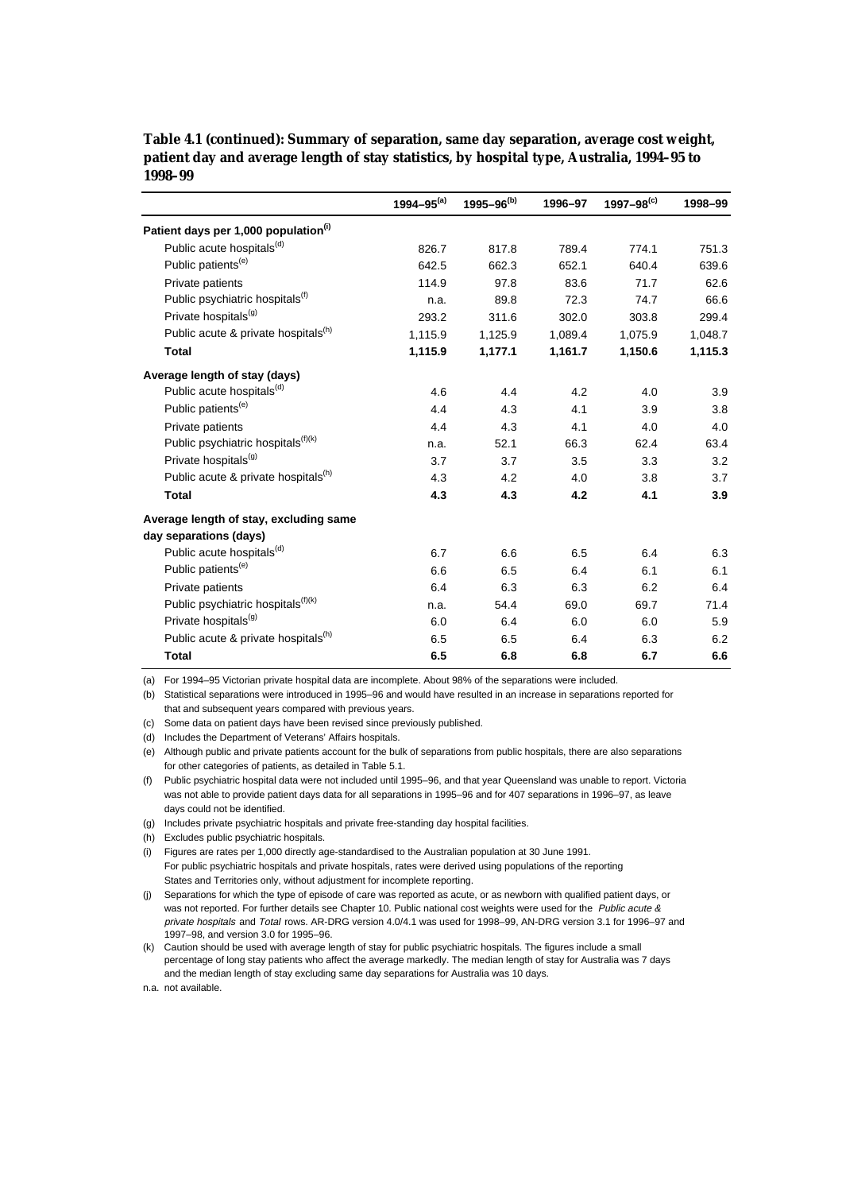**Table 4.1 (continued): Summary of separation, same day separation, average cost weight, patient day and average length of stay statistics, by hospital type, Australia, 1994–95 to 1998–99**

| | 1994–95[(a)] | 1995–96[(b)] | 1996–97 | 1997–98[(c)] | 1998–99 |
|---|---|---|---|---|---|
| **Patient days per 1,000 population[(i)]** | | | | | |
| Public acute hospitals[(d)] | 826.7 | 817.8 | 789.4 | 774.1 | 751.3 |
| Public patients[(e)] | 642.5 | 662.3 | 652.1 | 640.4 | 639.6 |
| Private patients | 114.9 | 97.8 | 83.6 | 71.7 | 62.6 |
| Public psychiatric hospitals[(f)] | n.a. | 89.8 | 72.3 | 74.7 | 66.6 |
| Private hospitals[(g)] | 293.2 | 311.6 | 302.0 | 303.8 | 299.4 |
| Public acute & private hospitals[(h)] | 1,115.9 | 1,125.9 | 1,089.4 | 1,075.9 | 1,048.7 |
| **Total** | **1,115.9** | **1,177.1** | **1,161.7** | **1,150.6** | **1,115.3** |
| **Average length of stay (days)** | | | | | |
| Public acute hospitals[(d)] | 4.6 | 4.4 | 4.2 | 4.0 | 3.9 |
| Public patients[(e)] | 4.4 | 4.3 | 4.1 | 3.9 | 3.8 |
| Private patients | 4.4 | 4.3 | 4.1 | 4.0 | 4.0 |
| Public psychiatric hospitals[(f)(k)] | n.a. | 52.1 | 66.3 | 62.4 | 63.4 |
| Private hospitals[(g)] | 3.7 | 3.7 | 3.5 | 3.3 | 3.2 |
| Public acute & private hospitals[(h)] | 4.3 | 4.2 | 4.0 | 3.8 | 3.7 |
| **Total** | **4.3** | **4.3** | **4.2** | **4.1** | **3.9** |
| **Average length of stay, excluding same day separations (days)** | | | | | |
| Public acute hospitals[(d)] | 6.7 | 6.6 | 6.5 | 6.4 | 6.3 |
| Public patients[(e)] | 6.6 | 6.5 | 6.4 | 6.1 | 6.1 |
| Private patients | 6.4 | 6.3 | 6.3 | 6.2 | 6.4 |
| Public psychiatric hospitals[(f)(k)] | n.a. | 54.4 | 69.0 | 69.7 | 71.4 |
| Private hospitals[(g)] | 6.0 | 6.4 | 6.0 | 6.0 | 5.9 |
| Public acute & private hospitals[(h)] | 6.5 | 6.5 | 6.4 | 6.3 | 6.2 |
| **Total** | **6.5** | **6.8** | **6.8** | **6.7** | **6.6** |

(a) For 1994–95 Victorian private hospital data are incomplete. About 98% of the separations were included.

(b) Statistical separations were introduced in 1995–96 and would have resulted in an increase in separations reported for that and subsequent years compared with previous years.

(c) Some data on patient days have been revised since previously published.

(d) Includes the Department of Veterans' Affairs hospitals.

(e) Although public and private patients account for the bulk of separations from public hospitals, there are also separations for other categories of patients, as detailed in Table 5.1.

(f) Public psychiatric hospital data were not included until 1995–96, and that year Queensland was unable to report. Victoria was not able to provide patient days data for all separations in 1995–96 and for 407 separations in 1996–97, as leave days could not be identified.

(g) Includes private psychiatric hospitals and private free-standing day hospital facilities.

(h) Excludes public psychiatric hospitals.

(i) Figures are rates per 1,000 directly age-standardised to the Australian population at 30 June 1991. For public psychiatric hospitals and private hospitals, rates were derived using populations of the reporting States and Territories only, without adjustment for incomplete reporting.

(j) Separations for which the type of episode of care was reported as acute, or as newborn with qualified patient days, or was not reported. For further details see Chapter 10. Public national cost weights were used for the *Public acute & private hospitals* and *Total* rows. AR-DRG version 4.0/4.1 was used for 1998–99, AN-DRG version 3.1 for 1996–97 and 1997–98, and version 3.0 for 1995–96.

(k) Caution should be used with average length of stay for public psychiatric hospitals. The figures include a small percentage of long stay patients who affect the average markedly. The median length of stay for Australia was 7 days and the median length of stay excluding same day separations for Australia was 10 days.

n.a. not available.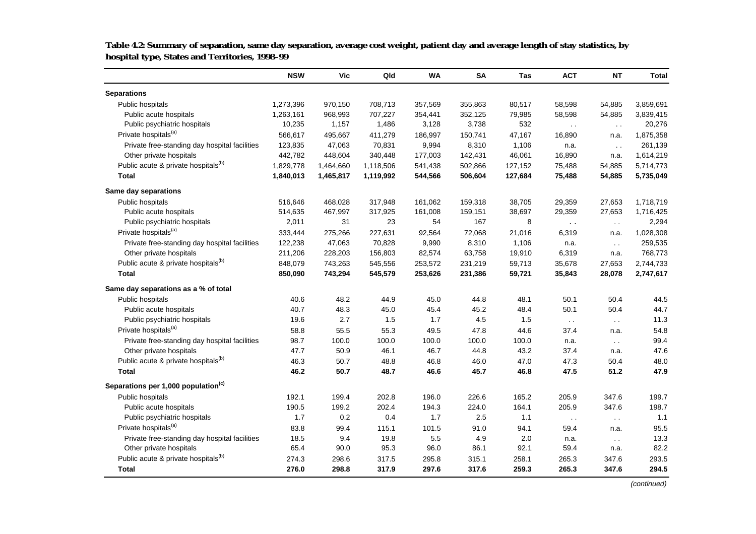**Table 4.2: Summary of separation, same day separation, average cost weight, patient day and average length of stay statistics, by hospital type, States and Territories, 1998–99**

| | NSW | Vic | Qld | WA | SA | Tas | ACT | NT | Total |
|---|---|---|---|---|---|---|---|---|---|
| **Separations** | | | | | | | | | |
| Public hospitals | 1,273,396 | 970,150 | 708,713 | 357,569 | 355,863 | 80,517 | 58,598 | 54,885 | 3,859,691 |
| Public acute hospitals | 1,263,161 | 968,993 | 707,227 | 354,441 | 352,125 | 79,985 | 58,598 | 54,885 | 3,839,415 |
| Public psychiatric hospitals | 10,235 | 1,157 | 1,486 | 3,128 | 3,738 | 532 | . . | . . | 20,276 |
| Private hospitals[(a)] | 566,617 | 495,667 | 411,279 | 186,997 | 150,741 | 47,167 | 16,890 | n.a. | 1,875,358 |
| Private free-standing day hospital facilities | 123,835 | 47,063 | 70,831 | 9,994 | 8,310 | 1,106 | n.a. | . . | 261,139 |
| Other private hospitals | 442,782 | 448,604 | 340,448 | 177,003 | 142,431 | 46,061 | 16,890 | n.a. | 1,614,219 |
| Public acute & private hospitals[(b)] | 1,829,778 | 1,464,660 | 1,118,506 | 541,438 | 502,866 | 127,152 | 75,488 | 54,885 | 5,714,773 |
| **Total** | **1,840,013** | **1,465,817** | **1,119,992** | **544,566** | **506,604** | **127,684** | **75,488** | **54,885** | **5,735,049** |
| **Same day separations** | | | | | | | | | |
| Public hospitals | 516,646 | 468,028 | 317,948 | 161,062 | 159,318 | 38,705 | 29,359 | 27,653 | 1,718,719 |
| Public acute hospitals | 514,635 | 467,997 | 317,925 | 161,008 | 159,151 | 38,697 | 29,359 | 27,653 | 1,716,425 |
| Public psychiatric hospitals | 2,011 | 31 | 23 | 54 | 167 | 8 | . . | . . | 2,294 |
| Private hospitals[(a)] | 333,444 | 275,266 | 227,631 | 92,564 | 72,068 | 21,016 | 6,319 | n.a. | 1,028,308 |
| Private free-standing day hospital facilities | 122,238 | 47,063 | 70,828 | 9,990 | 8,310 | 1,106 | n.a. | . . | 259,535 |
| Other private hospitals | 211,206 | 228,203 | 156,803 | 82,574 | 63,758 | 19,910 | 6,319 | n.a. | 768,773 |
| Public acute & private hospitals[(b)] | 848,079 | 743,263 | 545,556 | 253,572 | 231,219 | 59,713 | 35,678 | 27,653 | 2,744,733 |
| **Total** | **850,090** | **743,294** | **545,579** | **253,626** | **231,386** | **59,721** | **35,843** | **28,078** | **2,747,617** |
| **Same day separations as a % of total** | | | | | | | | | |
| Public hospitals | 40.6 | 48.2 | 44.9 | 45.0 | 44.8 | 48.1 | 50.1 | 50.4 | 44.5 |
| Public acute hospitals | 40.7 | 48.3 | 45.0 | 45.4 | 45.2 | 48.4 | 50.1 | 50.4 | 44.7 |
| Public psychiatric hospitals | 19.6 | 2.7 | 1.5 | 1.7 | 4.5 | 1.5 | . . | . . | 11.3 |
| Private hospitals[(a)] | 58.8 | 55.5 | 55.3 | 49.5 | 47.8 | 44.6 | 37.4 | n.a. | 54.8 |
| Private free-standing day hospital facilities | 98.7 | 100.0 | 100.0 | 100.0 | 100.0 | 100.0 | n.a. | . . | 99.4 |
| Other private hospitals | 47.7 | 50.9 | 46.1 | 46.7 | 44.8 | 43.2 | 37.4 | n.a. | 47.6 |
| Public acute & private hospitals[(b)] | 46.3 | 50.7 | 48.8 | 46.8 | 46.0 | 47.0 | 47.3 | 50.4 | 48.0 |
| **Total** | **46.2** | **50.7** | **48.7** | **46.6** | **45.7** | **46.8** | **47.5** | **51.2** | **47.9** |
| **Separations per 1,000 population[(c)]** | | | | | | | | | |
| Public hospitals | 192.1 | 199.4 | 202.8 | 196.0 | 226.6 | 165.2 | 205.9 | 347.6 | 199.7 |
| Public acute hospitals | 190.5 | 199.2 | 202.4 | 194.3 | 224.0 | 164.1 | 205.9 | 347.6 | 198.7 |
| Public psychiatric hospitals | 1.7 | 0.2 | 0.4 | 1.7 | 2.5 | 1.1 | . . | . . | 1.1 |
| Private hospitals[(a)] | 83.8 | 99.4 | 115.1 | 101.5 | 91.0 | 94.1 | 59.4 | n.a. | 95.5 |
| Private free-standing day hospital facilities | 18.5 | 9.4 | 19.8 | 5.5 | 4.9 | 2.0 | n.a. | . . | 13.3 |
| Other private hospitals | 65.4 | 90.0 | 95.3 | 96.0 | 86.1 | 92.1 | 59.4 | n.a. | 82.2 |
| Public acute & private hospitals[(b)] | 274.3 | 298.6 | 317.5 | 295.8 | 315.1 | 258.1 | 265.3 | 347.6 | 293.5 |
| **Total** | **276.0** | **298.8** | **317.9** | **297.6** | **317.6** | **259.3** | **265.3** | **347.6** | **294.5** |

*(continued)*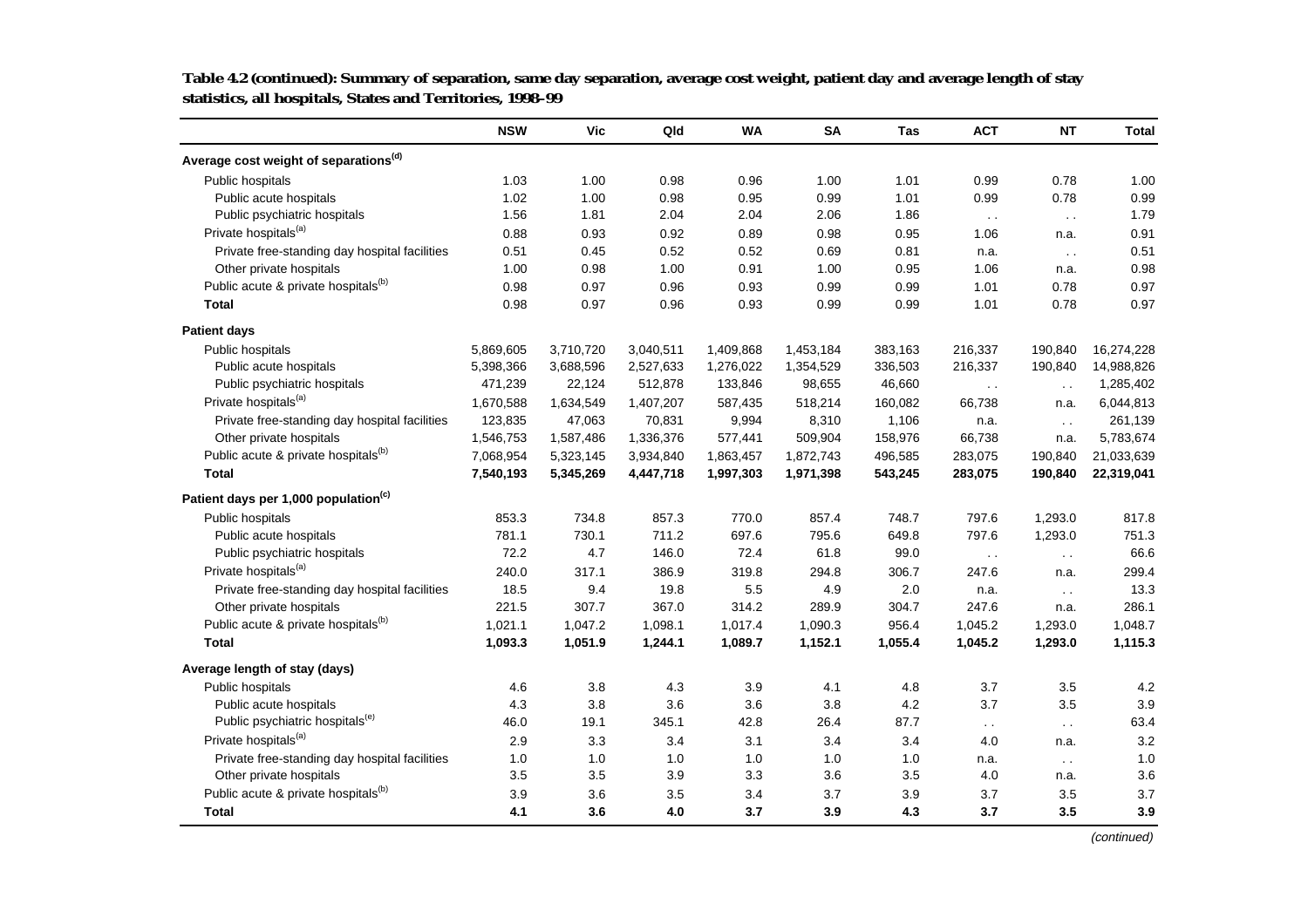**Table 4.2 (continued): Summary of separation, same day separation, average cost weight, patient day and average length of stay statistics, all hospitals, States and Territories, 1998–99**

| | NSW | Vic | Qld | WA | SA | Tas | ACT | NT | Total |
|---|---|---|---|---|---|---|---|---|---|
| **Average cost weight of separations[(d)]** | | | | | | | | | |
| Public hospitals | 1.03 | 1.00 | 0.98 | 0.96 | 1.00 | 1.01 | 0.99 | 0.78 | 1.00 |
| Public acute hospitals | 1.02 | 1.00 | 0.98 | 0.95 | 0.99 | 1.01 | 0.99 | 0.78 | 0.99 |
| Public psychiatric hospitals | 1.56 | 1.81 | 2.04 | 2.04 | 2.06 | 1.86 | . . | . . | 1.79 |
| Private hospitals[(a)] | 0.88 | 0.93 | 0.92 | 0.89 | 0.98 | 0.95 | 1.06 | n.a. | 0.91 |
| Private free-standing day hospital facilities | 0.51 | 0.45 | 0.52 | 0.52 | 0.69 | 0.81 | n.a. | . . | 0.51 |
| Other private hospitals | 1.00 | 0.98 | 1.00 | 0.91 | 1.00 | 0.95 | 1.06 | n.a. | 0.98 |
| Public acute & private hospitals[(b)] | 0.98 | 0.97 | 0.96 | 0.93 | 0.99 | 0.99 | 1.01 | 0.78 | 0.97 |
| **Total** | 0.98 | 0.97 | 0.96 | 0.93 | 0.99 | 0.99 | 1.01 | 0.78 | 0.97 |
| **Patient days** | | | | | | | | | |
| Public hospitals | 5,869,605 | 3,710,720 | 3,040,511 | 1,409,868 | 1,453,184 | 383,163 | 216,337 | 190,840 | 16,274,228 |
| Public acute hospitals | 5,398,366 | 3,688,596 | 2,527,633 | 1,276,022 | 1,354,529 | 336,503 | 216,337 | 190,840 | 14,988,826 |
| Public psychiatric hospitals | 471,239 | 22,124 | 512,878 | 133,846 | 98,655 | 46,660 | . . | . . | 1,285,402 |
| Private hospitals[(a)] | 1,670,588 | 1,634,549 | 1,407,207 | 587,435 | 518,214 | 160,082 | 66,738 | n.a. | 6,044,813 |
| Private free-standing day hospital facilities | 123,835 | 47,063 | 70,831 | 9,994 | 8,310 | 1,106 | n.a. | . . | 261,139 |
| Other private hospitals | 1,546,753 | 1,587,486 | 1,336,376 | 577,441 | 509,904 | 158,976 | 66,738 | n.a. | 5,783,674 |
| Public acute & private hospitals[(b)] | 7,068,954 | 5,323,145 | 3,934,840 | 1,863,457 | 1,872,743 | 496,585 | 283,075 | 190,840 | 21,033,639 |
| **Total** | **7,540,193** | **5,345,269** | **4,447,718** | **1,997,303** | **1,971,398** | **543,245** | **283,075** | **190,840** | **22,319,041** |
| **Patient days per 1,000 population[(c)]** | | | | | | | | | |
| Public hospitals | 853.3 | 734.8 | 857.3 | 770.0 | 857.4 | 748.7 | 797.6 | 1,293.0 | 817.8 |
| Public acute hospitals | 781.1 | 730.1 | 711.2 | 697.6 | 795.6 | 649.8 | 797.6 | 1,293.0 | 751.3 |
| Public psychiatric hospitals | 72.2 | 4.7 | 146.0 | 72.4 | 61.8 | 99.0 | . . | . . | 66.6 |
| Private hospitals[(a)] | 240.0 | 317.1 | 386.9 | 319.8 | 294.8 | 306.7 | 247.6 | n.a. | 299.4 |
| Private free-standing day hospital facilities | 18.5 | 9.4 | 19.8 | 5.5 | 4.9 | 2.0 | n.a. | . . | 13.3 |
| Other private hospitals | 221.5 | 307.7 | 367.0 | 314.2 | 289.9 | 304.7 | 247.6 | n.a. | 286.1 |
| Public acute & private hospitals[(b)] | 1,021.1 | 1,047.2 | 1,098.1 | 1,017.4 | 1,090.3 | 956.4 | 1,045.2 | 1,293.0 | 1,048.7 |
| **Total** | **1,093.3** | **1,051.9** | **1,244.1** | **1,089.7** | **1,152.1** | **1,055.4** | **1,045.2** | **1,293.0** | **1,115.3** |
| **Average length of stay (days)** | | | | | | | | | |
| Public hospitals | 4.6 | 3.8 | 4.3 | 3.9 | 4.1 | 4.8 | 3.7 | 3.5 | 4.2 |
| Public acute hospitals | 4.3 | 3.8 | 3.6 | 3.6 | 3.8 | 4.2 | 3.7 | 3.5 | 3.9 |
| Public psychiatric hospitals[(e)] | 46.0 | 19.1 | 345.1 | 42.8 | 26.4 | 87.7 | . . | . . | 63.4 |
| Private hospitals[(a)] | 2.9 | 3.3 | 3.4 | 3.1 | 3.4 | 3.4 | 4.0 | n.a. | 3.2 |
| Private free-standing day hospital facilities | 1.0 | 1.0 | 1.0 | 1.0 | 1.0 | 1.0 | n.a. | . . | 1.0 |
| Other private hospitals | 3.5 | 3.5 | 3.9 | 3.3 | 3.6 | 3.5 | 4.0 | n.a. | 3.6 |
| Public acute & private hospitals[(b)] | 3.9 | 3.6 | 3.5 | 3.4 | 3.7 | 3.9 | 3.7 | 3.5 | 3.7 |
| **Total** | **4.1** | **3.6** | **4.0** | **3.7** | **3.9** | **4.3** | **3.7** | **3.5** | **3.9** |

*(continued)*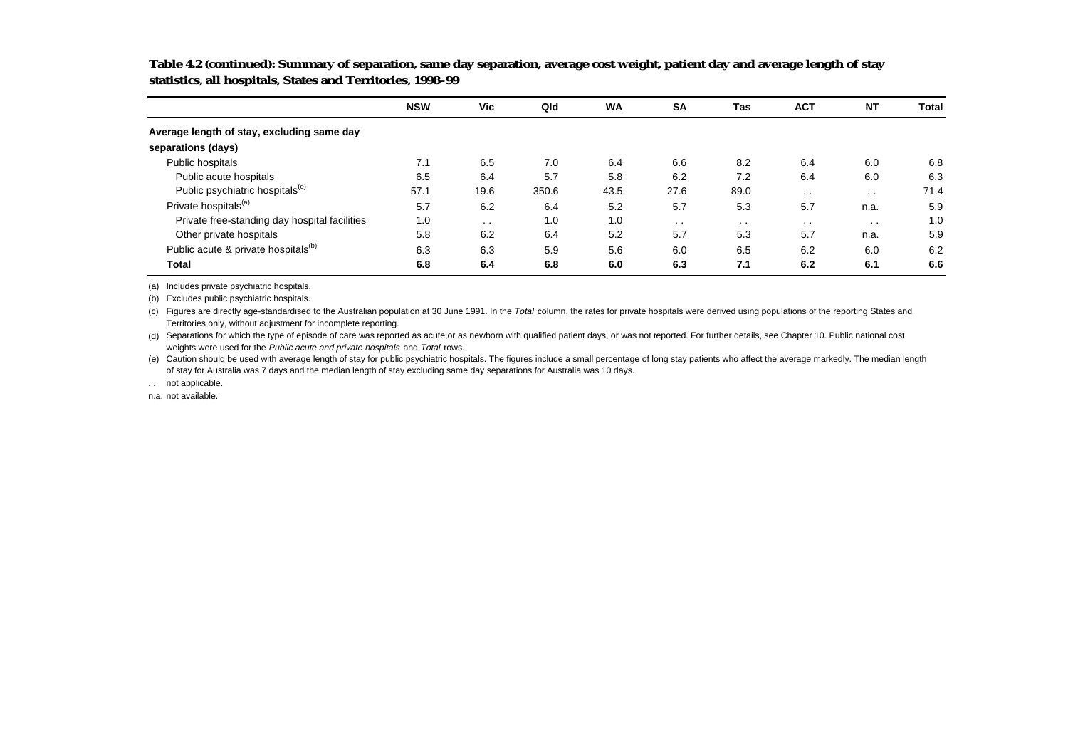**Table 4.2 (continued): Summary of separation, same day separation, average cost weight, patient day and average length of stay statistics, all hospitals, States and Territories, 1998–99**

| | NSW | Vic | Qld | WA | SA | Tas | ACT | NT | Total |
|---|---|---|---|---|---|---|---|---|---|
| **Average length of stay, excluding same day separations (days)** | | | | | | | | | |
| Public hospitals | 7.1 | 6.5 | 7.0 | 6.4 | 6.6 | 8.2 | 6.4 | 6.0 | 6.8 |
| Public acute hospitals | 6.5 | 6.4 | 5.7 | 5.8 | 6.2 | 7.2 | 6.4 | 6.0 | 6.3 |
| Public psychiatric hospitals[(e)] | 57.1 | 19.6 | 350.6 | 43.5 | 27.6 | 89.0 | . . | . . | 71.4 |
| Private hospitals[(a)] | 5.7 | 6.2 | 6.4 | 5.2 | 5.7 | 5.3 | 5.7 | n.a. | 5.9 |
| Private free-standing day hospital facilities | 1.0 | . . | 1.0 | 1.0 | . . | . . | . . | . . | 1.0 |
| Other private hospitals | 5.8 | 6.2 | 6.4 | 5.2 | 5.7 | 5.3 | 5.7 | n.a. | 5.9 |
| Public acute & private hospitals[(b)] | 6.3 | 6.3 | 5.9 | 5.6 | 6.0 | 6.5 | 6.2 | 6.0 | 6.2 |
| **Total** | **6.8** | **6.4** | **6.8** | **6.0** | **6.3** | **7.1** | **6.2** | **6.1** | **6.6** |

(a) Includes private psychiatric hospitals.

(b) Excludes public psychiatric hospitals.

(c) Figures are directly age-standardised to the Australian population at 30 June 1991. In the *Total* column, the rates for private hospitals were derived using populations of the reporting States and Territories only, without adjustment for incomplete reporting.

(d) Separations for which the type of episode of care was reported as acute,or as newborn with qualified patient days, or was not reported. For further details, see Chapter 10. Public national cost weights were used for the *Public acute and private hospitals* and *Total* rows.

(e) Caution should be used with average length of stay for public psychiatric hospitals. The figures include a small percentage of long stay patients who affect the average markedly. The median length of stay for Australia was 7 days and the median length of stay excluding same day separations for Australia was 10 days.

. . not applicable.

n.a. not available.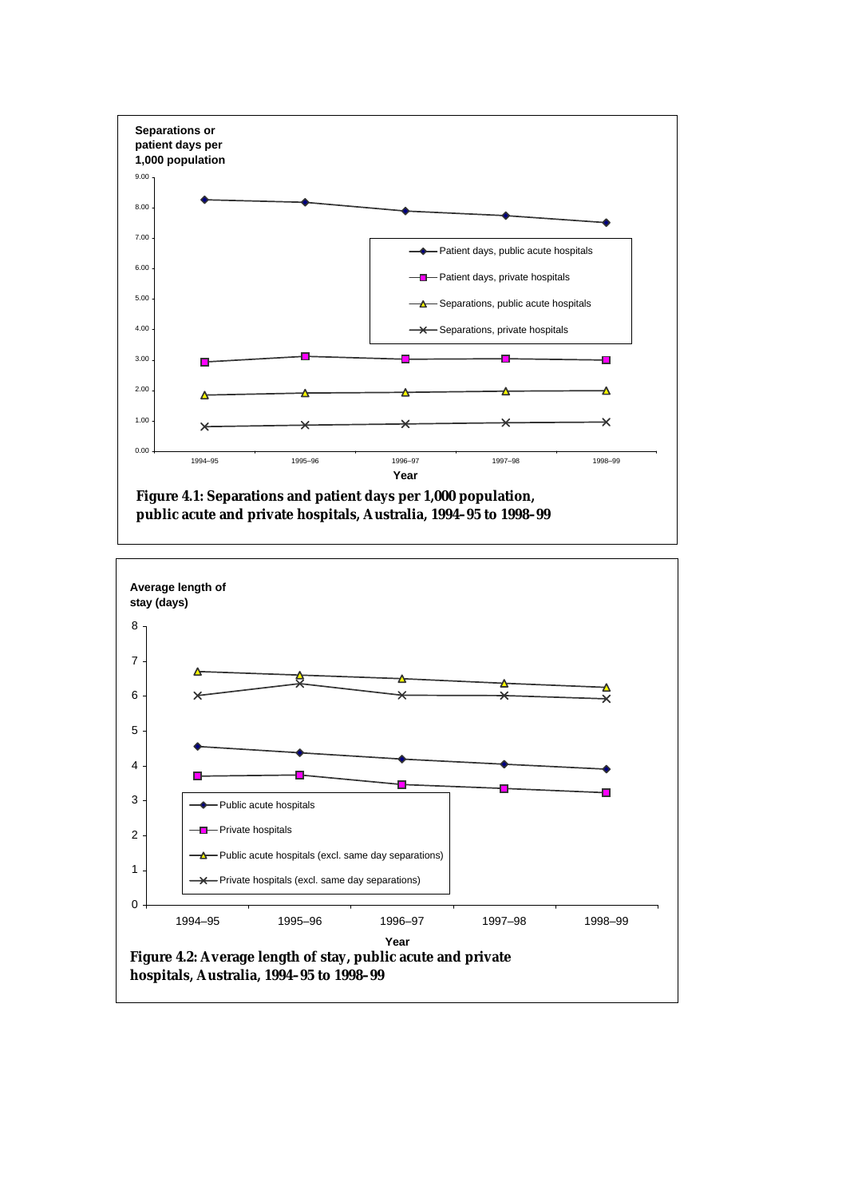**Figure 4.1: Separations and patient days per 1,000 population, public acute and private hospitals, Australia, 1994–95 to 1998–99**

**Figure 4.2: Average length of stay, public acute and private hospitals, Australia, 1994–95 to 1998–99**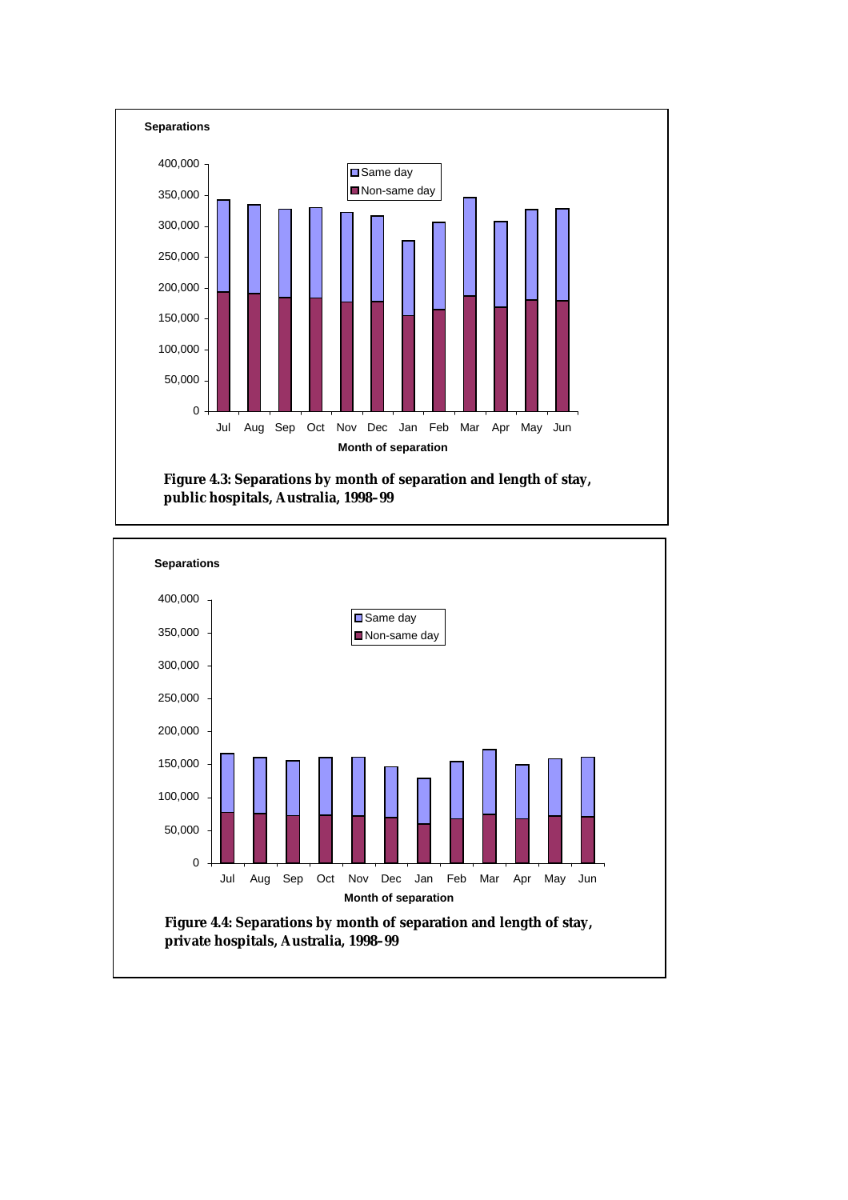**Figure 4.3: Separations by month of separation and length of stay, public hospitals, Australia, 1998–99**

**Figure 4.4: Separations by month of separation and length of stay, private hospitals, Australia, 1998–99**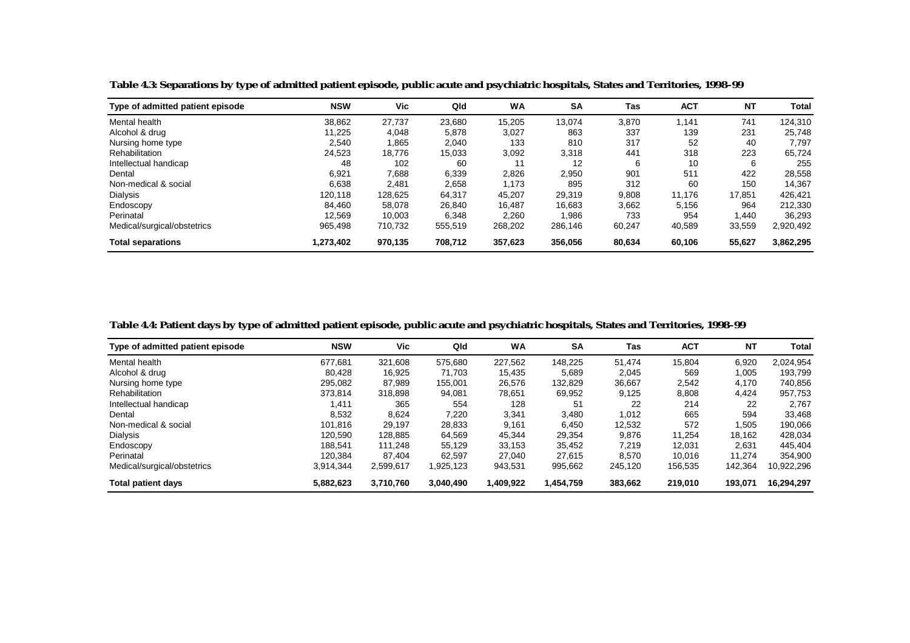**Table 4.3: Separations by type of admitted patient episode, public acute and psychiatric hospitals, States and Territories, 1998–99**

| Type of admitted patient episode | NSW | Vic | Qld | WA | SA | Tas | ACT | NT | Total |
|---|---|---|---|---|---|---|---|---|---|
| Mental health | 38,862 | 27,737 | 23,680 | 15,205 | 13,074 | 3,870 | 1,141 | 741 | 124,310 |
| Alcohol & drug | 11,225 | 4,048 | 5,878 | 3,027 | 863 | 337 | 139 | 231 | 25,748 |
| Nursing home type | 2,540 | 1,865 | 2,040 | 133 | 810 | 317 | 52 | 40 | 7,797 |
| Rehabilitation | 24,523 | 18,776 | 15,033 | 3,092 | 3,318 | 441 | 318 | 223 | 65,724 |
| Intellectual handicap | 48 | 102 | 60 | 11 | 12 | 6 | 10 | 6 | 255 |
| Dental | 6,921 | 7,688 | 6,339 | 2,826 | 2,950 | 901 | 511 | 422 | 28,558 |
| Non-medical & social | 6,638 | 2,481 | 2,658 | 1,173 | 895 | 312 | 60 | 150 | 14,367 |
| Dialysis | 120,118 | 128,625 | 64,317 | 45,207 | 29,319 | 9,808 | 11,176 | 17,851 | 426,421 |
| Endoscopy | 84,460 | 58,078 | 26,840 | 16,487 | 16,683 | 3,662 | 5,156 | 964 | 212,330 |
| Perinatal | 12,569 | 10,003 | 6,348 | 2,260 | 1,986 | 733 | 954 | 1,440 | 36,293 |
| Medical/surgical/obstetrics | 965,498 | 710,732 | 555,519 | 268,202 | 286,146 | 60,247 | 40,589 | 33,559 | 2,920,492 |
| **Total separations** | **1,273,402** | **970,135** | **708,712** | **357,623** | **356,056** | **80,634** | **60,106** | **55,627** | **3,862,295** |

**Table 4.4: Patient days by type of admitted patient episode, public acute and psychiatric hospitals, States and Territories, 1998–99**

| Type of admitted patient episode | NSW | Vic | Qld | WA | SA | Tas | ACT | NT | Total |
|---|---|---|---|---|---|---|---|---|---|
| Mental health | 677,681 | 321,608 | 575,680 | 227,562 | 148,225 | 51,474 | 15,804 | 6,920 | 2,024,954 |
| Alcohol & drug | 80,428 | 16,925 | 71,703 | 15,435 | 5,689 | 2,045 | 569 | 1,005 | 193,799 |
| Nursing home type | 295,082 | 87,989 | 155,001 | 26,576 | 132,829 | 36,667 | 2,542 | 4,170 | 740,856 |
| Rehabilitation | 373,814 | 318,898 | 94,081 | 78,651 | 69,952 | 9,125 | 8,808 | 4,424 | 957,753 |
| Intellectual handicap | 1,411 | 365 | 554 | 128 | 51 | 22 | 214 | 22 | 2,767 |
| Dental | 8,532 | 8,624 | 7,220 | 3,341 | 3,480 | 1,012 | 665 | 594 | 33,468 |
| Non-medical & social | 101,816 | 29,197 | 28,833 | 9,161 | 6,450 | 12,532 | 572 | 1,505 | 190,066 |
| Dialysis | 120,590 | 128,885 | 64,569 | 45,344 | 29,354 | 9,876 | 11,254 | 18,162 | 428,034 |
| Endoscopy | 188,541 | 111,248 | 55,129 | 33,153 | 35,452 | 7,219 | 12,031 | 2,631 | 445,404 |
| Perinatal | 120,384 | 87,404 | 62,597 | 27,040 | 27,615 | 8,570 | 10,016 | 11,274 | 354,900 |
| Medical/surgical/obstetrics | 3,914,344 | 2,599,617 | 1,925,123 | 943,531 | 995,662 | 245,120 | 156,535 | 142,364 | 10,922,296 |
| **Total patient days** | **5,882,623** | **3,710,760** | **3,040,490** | **1,409,922** | **1,454,759** | **383,662** | **219,010** | **193,071** | **16,294,297** |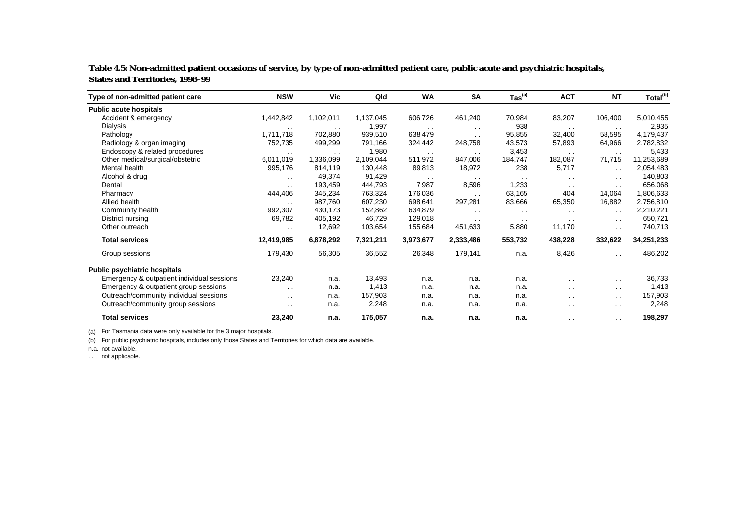**Table 4.5: Non-admitted patient occasions of service, by type of non-admitted patient care, public acute and psychiatric hospitals, States and Territories, 1998–99**

| Type of non-admitted patient care | NSW | Vic | Qld | WA | SA | Tas[(a)] | ACT | NT | Total[(b)] |
|---|---|---|---|---|---|---|---|---|---|
| **Public acute hospitals** | | | | | | | | | |
| Accident & emergency | 1,442,842 | 1,102,011 | 1,137,045 | 606,726 | 461,240 | 70,984 | 83,207 | 106,400 | 5,010,455 |
| Dialysis | . . | . . | 1,997 | . . | . . | 938 | . . | . . | 2,935 |
| Pathology | 1,711,718 | 702,880 | 939,510 | 638,479 | . . | 95,855 | 32,400 | 58,595 | 4,179,437 |
| Radiology & organ imaging | 752,735 | 499,299 | 791,166 | 324,442 | 248,758 | 43,573 | 57,893 | 64,966 | 2,782,832 |
| Endoscopy & related procedures | . . | . . | 1,980 | . . | . . | 3,453 | . . | . . | 5,433 |
| Other medical/surgical/obstetric | 6,011,019 | 1,336,099 | 2,109,044 | 511,972 | 847,006 | 184,747 | 182,087 | 71,715 | 11,253,689 |
| Mental health | 995,176 | 814,119 | 130,448 | 89,813 | 18,972 | 238 | 5,717 | . . | 2,054,483 |
| Alcohol & drug | . . | 49,374 | 91,429 | . . | . . | . . | . . | . . | 140,803 |
| Dental | . . | 193,459 | 444,793 | 7,987 | 8,596 | 1,233 | . . | . . | 656,068 |
| Pharmacy | 444,406 | 345,234 | 763,324 | 176,036 | . . | 63,165 | 404 | 14,064 | 1,806,633 |
| Allied health | . . | 987,760 | 607,230 | 698,641 | 297,281 | 83,666 | 65,350 | 16,882 | 2,756,810 |
| Community health | 992,307 | 430,173 | 152,862 | 634,879 | . . | . . | . . | . . | 2,210,221 |
| District nursing | 69,782 | 405,192 | 46,729 | 129,018 | . . | . . | . . | . . | 650,721 |
| Other outreach | . . | 12,692 | 103,654 | 155,684 | 451,633 | 5,880 | 11,170 | . . | 740,713 |
| **Total services** | **12,419,985** | **6,878,292** | **7,321,211** | **3,973,677** | **2,333,486** | **553,732** | **438,228** | **332,622** | **34,251,233** |
| Group sessions | 179,430 | 56,305 | 36,552 | 26,348 | 179,141 | n.a. | 8,426 | . . | 486,202 |
| **Public psychiatric hospitals** | | | | | | | | | |
| Emergency & outpatient individual sessions | 23,240 | n.a. | 13,493 | n.a. | n.a. | n.a. | . . | . . | 36,733 |
| Emergency & outpatient group sessions | . . | n.a. | 1,413 | n.a. | n.a. | n.a. | . . | . . | 1,413 |
| Outreach/community individual sessions | . . | n.a. | 157,903 | n.a. | n.a. | n.a. | . . | . . | 157,903 |
| Outreach/community group sessions | . . | n.a. | 2,248 | n.a. | n.a. | n.a. | . . | . . | 2,248 |
| **Total services** | **23,240** | **n.a.** | **175,057** | **n.a.** | **n.a.** | **n.a.** | . . | . . | **198,297** |

(a) For Tasmania data were only available for the 3 major hospitals.

(b) For public psychiatric hospitals, includes only those States and Territories for which data are available.

n.a. not available.

. . not applicable.